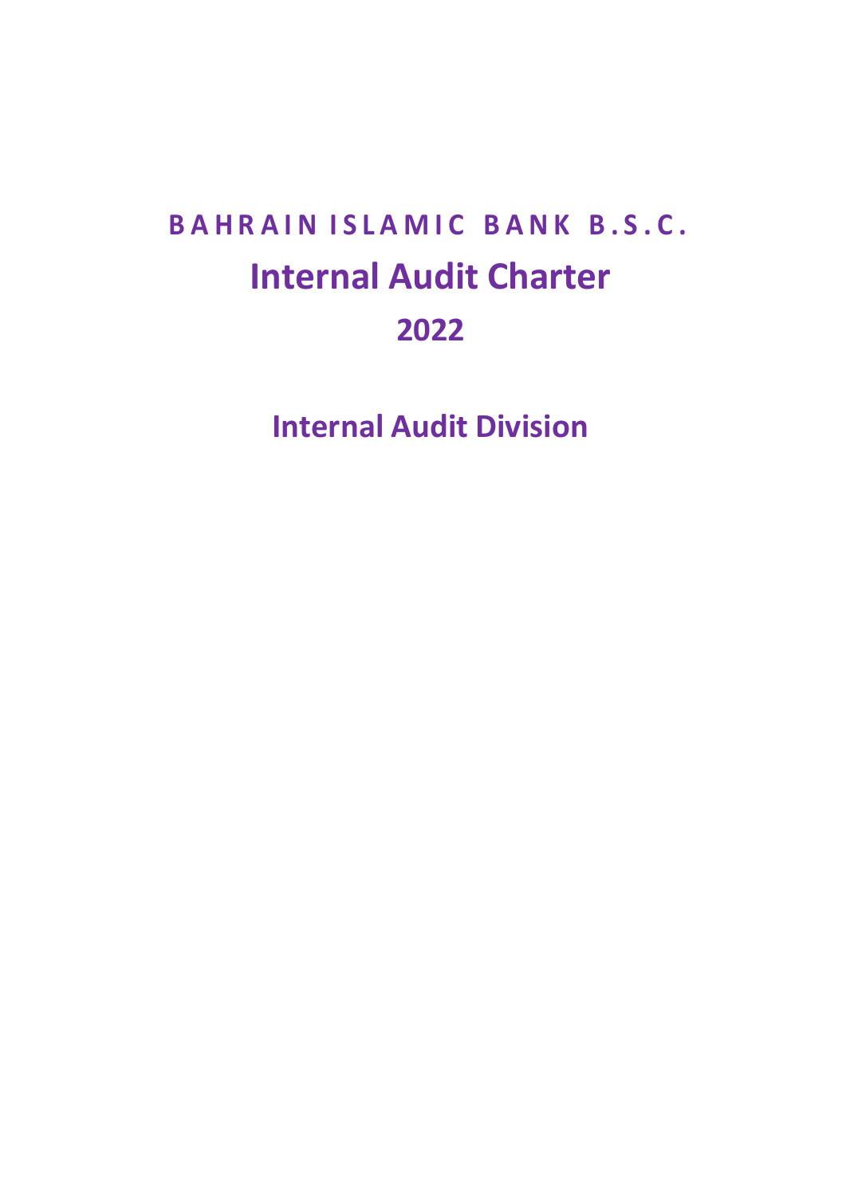# BAHRAIN ISLAMIC BANK B.S.C.

# Internal Audit Charter

# 2022

## Internal Audit Division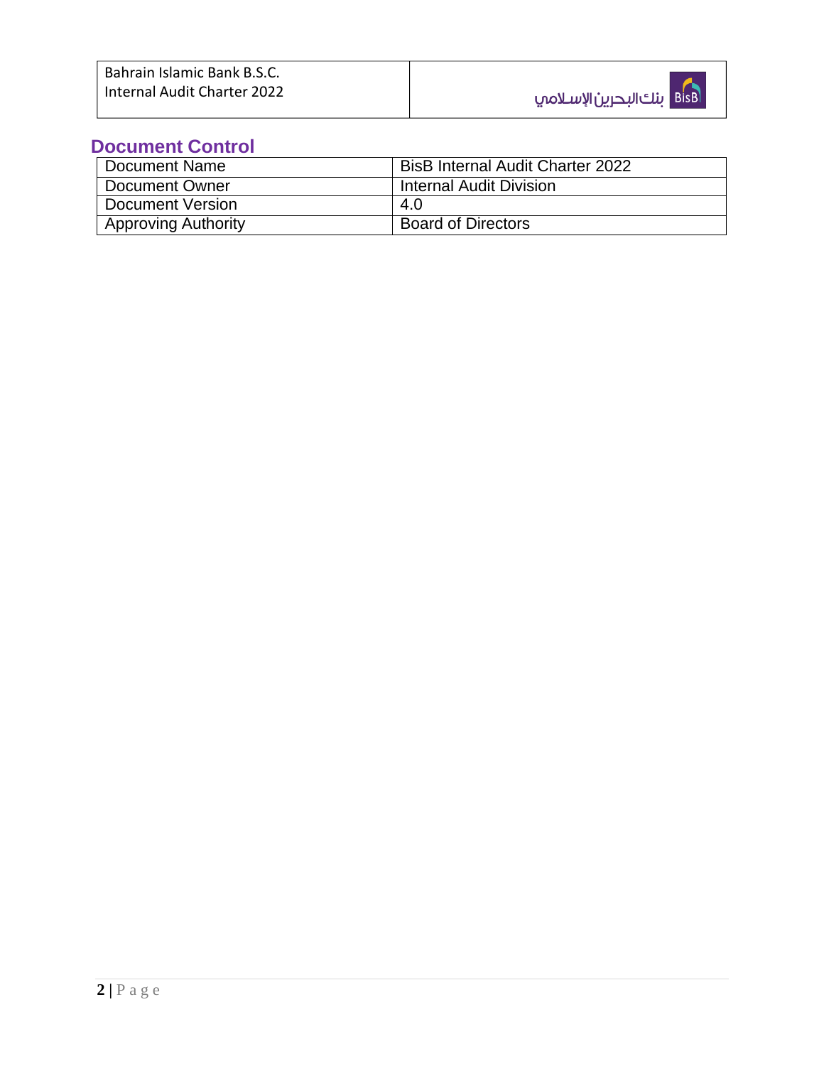## Document Control

| Document Name | BisB Internal Audit Charter 2022 |
|---|---|
| Document Owner | Internal Audit Division |
| Document Version | 4.0 |
| Approving Authority | Board of Directors |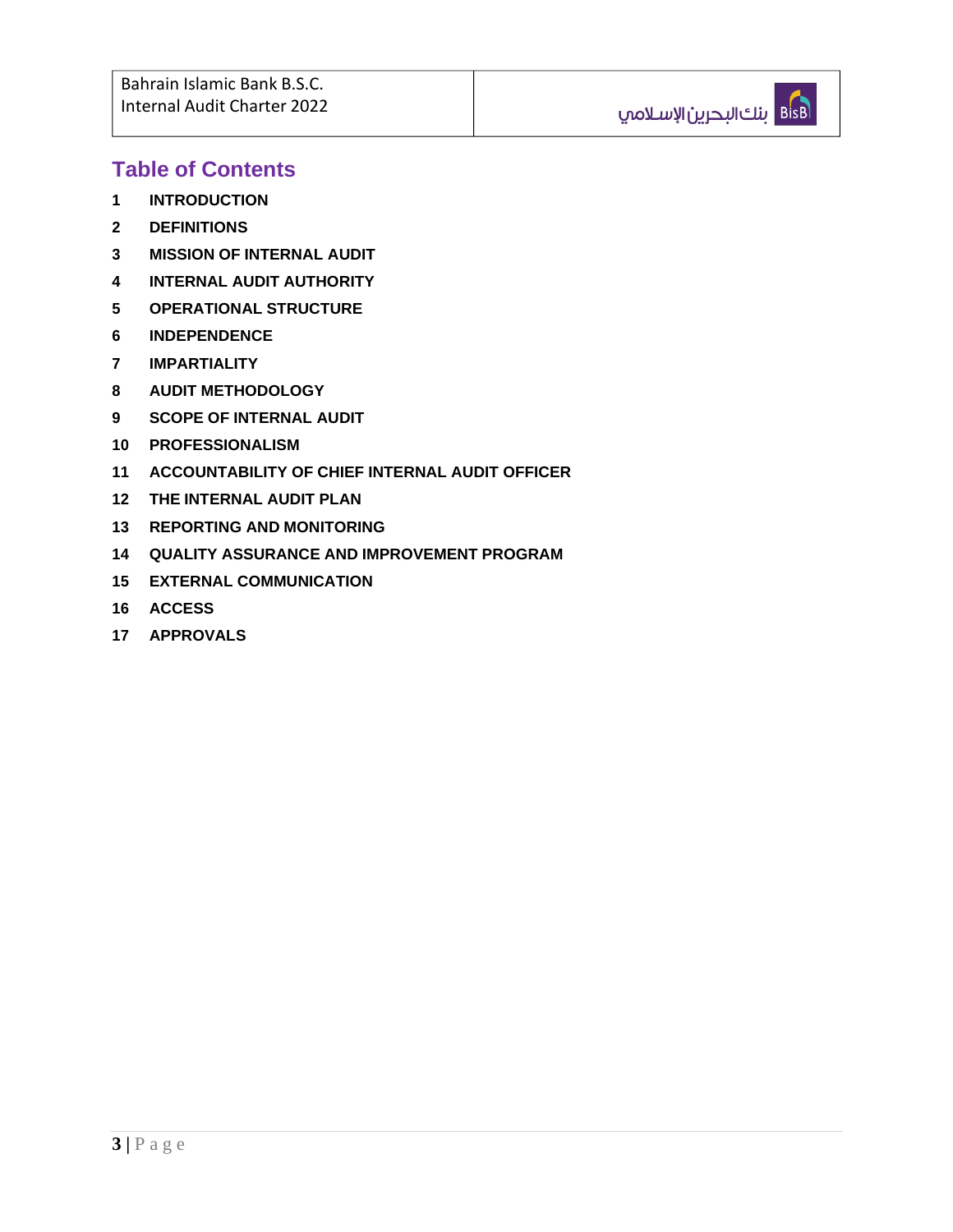## Table of Contents

1 INTRODUCTION

2 DEFINITIONS

3 MISSION OF INTERNAL AUDIT

4 INTERNAL AUDIT AUTHORITY

5 OPERATIONAL STRUCTURE

6 INDEPENDENCE

7 IMPARTIALITY

8 AUDIT METHODOLOGY

9 SCOPE OF INTERNAL AUDIT

10 PROFESSIONALISM

11 ACCOUNTABILITY OF CHIEF INTERNAL AUDIT OFFICER

12 THE INTERNAL AUDIT PLAN

13 REPORTING AND MONITORING

14 QUALITY ASSURANCE AND IMPROVEMENT PROGRAM

15 EXTERNAL COMMUNICATION

16 ACCESS

17 APPROVALS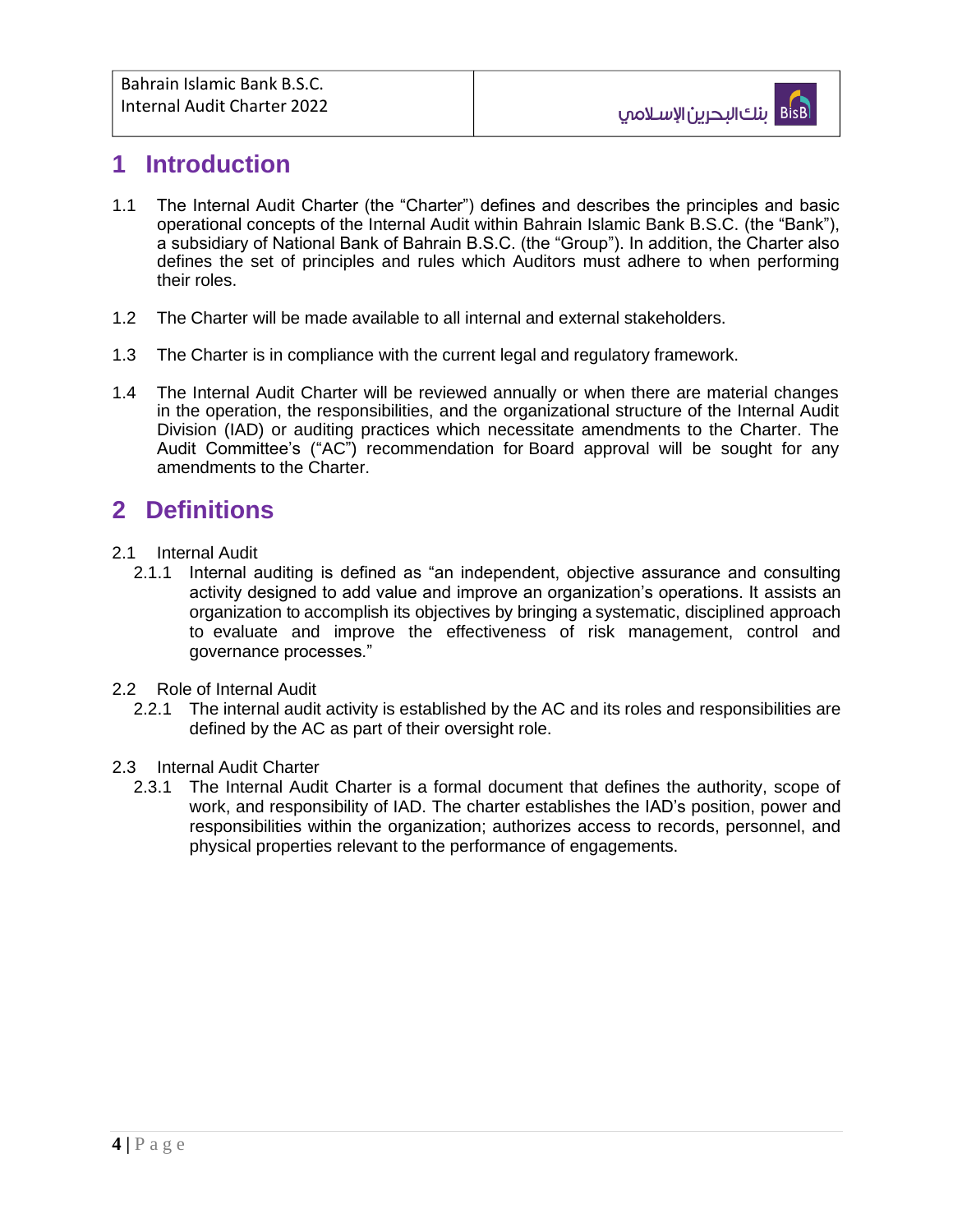# 1 Introduction

1.1 The Internal Audit Charter (the "Charter") defines and describes the principles and basic operational concepts of the Internal Audit within Bahrain Islamic Bank B.S.C. (the "Bank"), a subsidiary of National Bank of Bahrain B.S.C. (the "Group"). In addition, the Charter also defines the set of principles and rules which Auditors must adhere to when performing their roles.

1.2 The Charter will be made available to all internal and external stakeholders.

1.3 The Charter is in compliance with the current legal and regulatory framework.

1.4 The Internal Audit Charter will be reviewed annually or when there are material changes in the operation, the responsibilities, and the organizational structure of the Internal Audit Division (IAD) or auditing practices which necessitate amendments to the Charter. The Audit Committee's ("AC") recommendation for Board approval will be sought for any amendments to the Charter.

# 2 Definitions

2.1 Internal Audit

2.1.1 Internal auditing is defined as "an independent, objective assurance and consulting activity designed to add value and improve an organization's operations. It assists an organization to accomplish its objectives by bringing a systematic, disciplined approach to evaluate and improve the effectiveness of risk management, control and governance processes."

2.2 Role of Internal Audit

2.2.1 The internal audit activity is established by the AC and its roles and responsibilities are defined by the AC as part of their oversight role.

2.3 Internal Audit Charter

2.3.1 The Internal Audit Charter is a formal document that defines the authority, scope of work, and responsibility of IAD. The charter establishes the IAD's position, power and responsibilities within the organization; authorizes access to records, personnel, and physical properties relevant to the performance of engagements.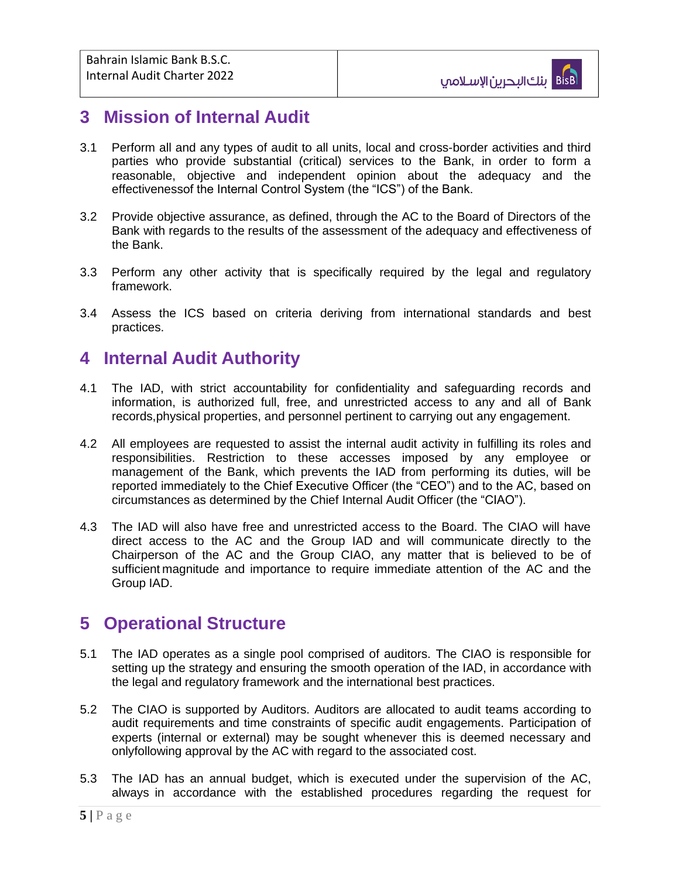## 3 Mission of Internal Audit

3.1 Perform all and any types of audit to all units, local and cross-border activities and third parties who provide substantial (critical) services to the Bank, in order to form a reasonable, objective and independent opinion about the adequacy and the effectivenessof the Internal Control System (the "ICS") of the Bank.

3.2 Provide objective assurance, as defined, through the AC to the Board of Directors of the Bank with regards to the results of the assessment of the adequacy and effectiveness of the Bank.

3.3 Perform any other activity that is specifically required by the legal and regulatory framework.

3.4 Assess the ICS based on criteria deriving from international standards and best practices.

## 4 Internal Audit Authority

4.1 The IAD, with strict accountability for confidentiality and safeguarding records and information, is authorized full, free, and unrestricted access to any and all of Bank records,physical properties, and personnel pertinent to carrying out any engagement.

4.2 All employees are requested to assist the internal audit activity in fulfilling its roles and responsibilities. Restriction to these accesses imposed by any employee or management of the Bank, which prevents the IAD from performing its duties, will be reported immediately to the Chief Executive Officer (the "CEO") and to the AC, based on circumstances as determined by the Chief Internal Audit Officer (the "CIAO").

4.3 The IAD will also have free and unrestricted access to the Board. The CIAO will have direct access to the AC and the Group IAD and will communicate directly to the Chairperson of the AC and the Group CIAO, any matter that is believed to be of sufficient magnitude and importance to require immediate attention of the AC and the Group IAD.

## 5 Operational Structure

5.1 The IAD operates as a single pool comprised of auditors. The CIAO is responsible for setting up the strategy and ensuring the smooth operation of the IAD, in accordance with the legal and regulatory framework and the international best practices.

5.2 The CIAO is supported by Auditors. Auditors are allocated to audit teams according to audit requirements and time constraints of specific audit engagements. Participation of experts (internal or external) may be sought whenever this is deemed necessary and onlyfollowing approval by the AC with regard to the associated cost.

5.3 The IAD has an annual budget, which is executed under the supervision of the AC, always in accordance with the established procedures regarding the request for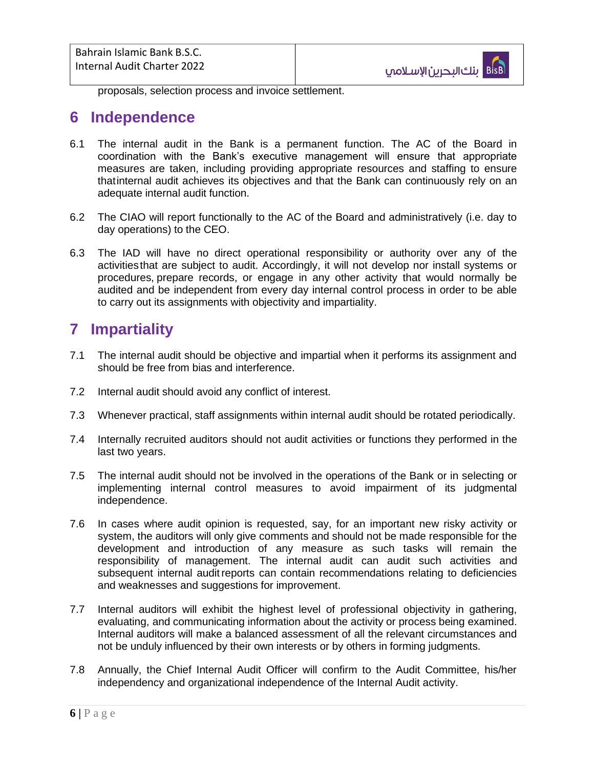proposals, selection process and invoice settlement.

# 6 Independence

6.1 The internal audit in the Bank is a permanent function. The AC of the Board in coordination with the Bank's executive management will ensure that appropriate measures are taken, including providing appropriate resources and staffing to ensure thatinternal audit achieves its objectives and that the Bank can continuously rely on an adequate internal audit function.

6.2 The CIAO will report functionally to the AC of the Board and administratively (i.e. day to day operations) to the CEO.

6.3 The IAD will have no direct operational responsibility or authority over any of the activitiesthat are subject to audit. Accordingly, it will not develop nor install systems or procedures, prepare records, or engage in any other activity that would normally be audited and be independent from every day internal control process in order to be able to carry out its assignments with objectivity and impartiality.

# 7 Impartiality

7.1 The internal audit should be objective and impartial when it performs its assignment and should be free from bias and interference.

7.2 Internal audit should avoid any conflict of interest.

7.3 Whenever practical, staff assignments within internal audit should be rotated periodically.

7.4 Internally recruited auditors should not audit activities or functions they performed in the last two years.

7.5 The internal audit should not be involved in the operations of the Bank or in selecting or implementing internal control measures to avoid impairment of its judgmental independence.

7.6 In cases where audit opinion is requested, say, for an important new risky activity or system, the auditors will only give comments and should not be made responsible for the development and introduction of any measure as such tasks will remain the responsibility of management. The internal audit can audit such activities and subsequent internal auditreports can contain recommendations relating to deficiencies and weaknesses and suggestions for improvement.

7.7 Internal auditors will exhibit the highest level of professional objectivity in gathering, evaluating, and communicating information about the activity or process being examined. Internal auditors will make a balanced assessment of all the relevant circumstances and not be unduly influenced by their own interests or by others in forming judgments.

7.8 Annually, the Chief Internal Audit Officer will confirm to the Audit Committee, his/her independency and organizational independence of the Internal Audit activity.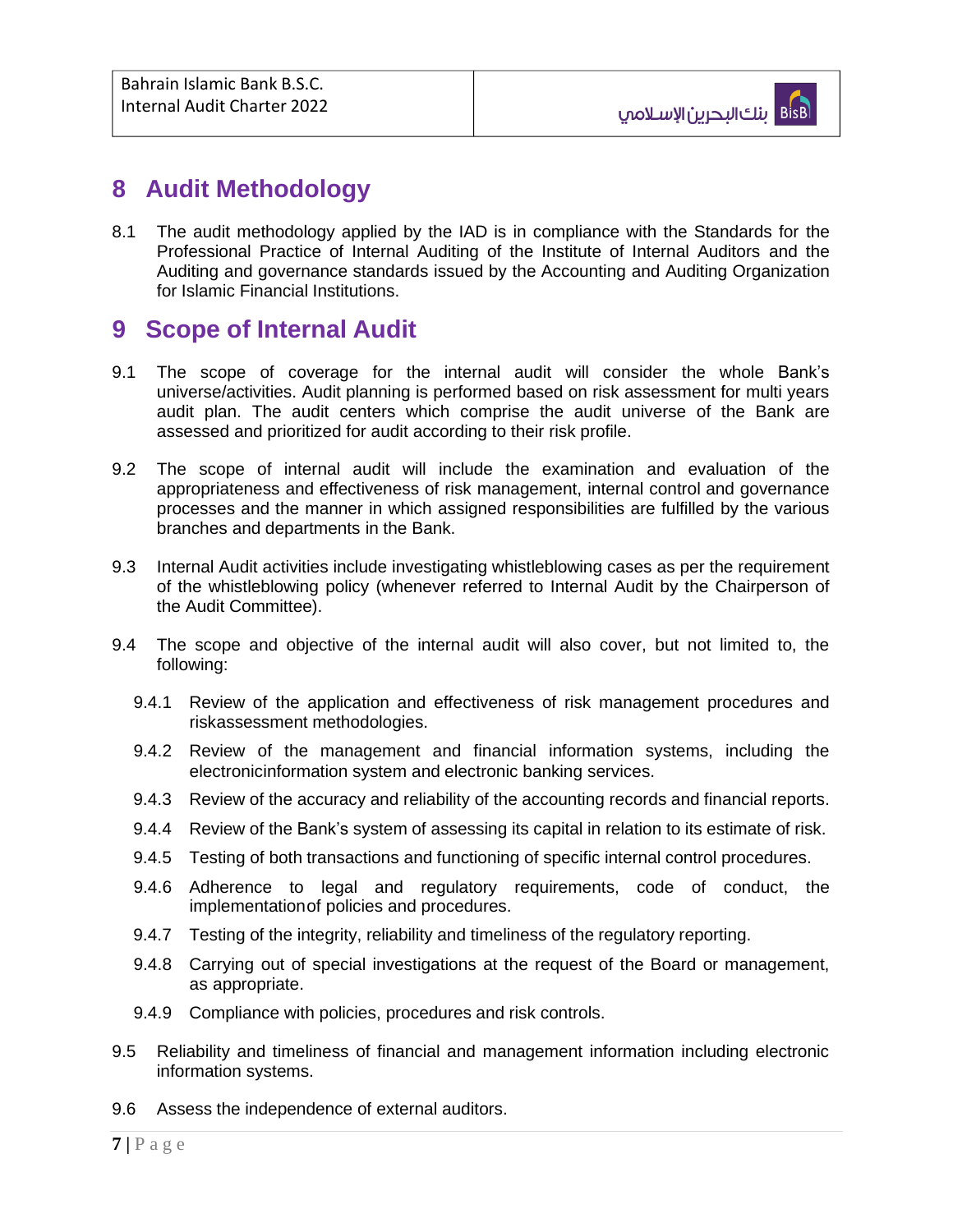# 8 Audit Methodology

8.1 The audit methodology applied by the IAD is in compliance with the Standards for the Professional Practice of Internal Auditing of the Institute of Internal Auditors and the Auditing and governance standards issued by the Accounting and Auditing Organization for Islamic Financial Institutions.

# 9 Scope of Internal Audit

9.1 The scope of coverage for the internal audit will consider the whole Bank's universe/activities. Audit planning is performed based on risk assessment for multi years audit plan. The audit centers which comprise the audit universe of the Bank are assessed and prioritized for audit according to their risk profile.

9.2 The scope of internal audit will include the examination and evaluation of the appropriateness and effectiveness of risk management, internal control and governance processes and the manner in which assigned responsibilities are fulfilled by the various branches and departments in the Bank.

9.3 Internal Audit activities include investigating whistleblowing cases as per the requirement of the whistleblowing policy (whenever referred to Internal Audit by the Chairperson of the Audit Committee).

9.4 The scope and objective of the internal audit will also cover, but not limited to, the following:

- 9.4.1 Review of the application and effectiveness of risk management procedures and riskassessment methodologies.
- 9.4.2 Review of the management and financial information systems, including the electronicinformation system and electronic banking services.
- 9.4.3 Review of the accuracy and reliability of the accounting records and financial reports.
- 9.4.4 Review of the Bank's system of assessing its capital in relation to its estimate of risk.
- 9.4.5 Testing of both transactions and functioning of specific internal control procedures.
- 9.4.6 Adherence to legal and regulatory requirements, code of conduct, the implementationof policies and procedures.
- 9.4.7 Testing of the integrity, reliability and timeliness of the regulatory reporting.
- 9.4.8 Carrying out of special investigations at the request of the Board or management, as appropriate.
- 9.4.9 Compliance with policies, procedures and risk controls.

9.5 Reliability and timeliness of financial and management information including electronic information systems.

9.6 Assess the independence of external auditors.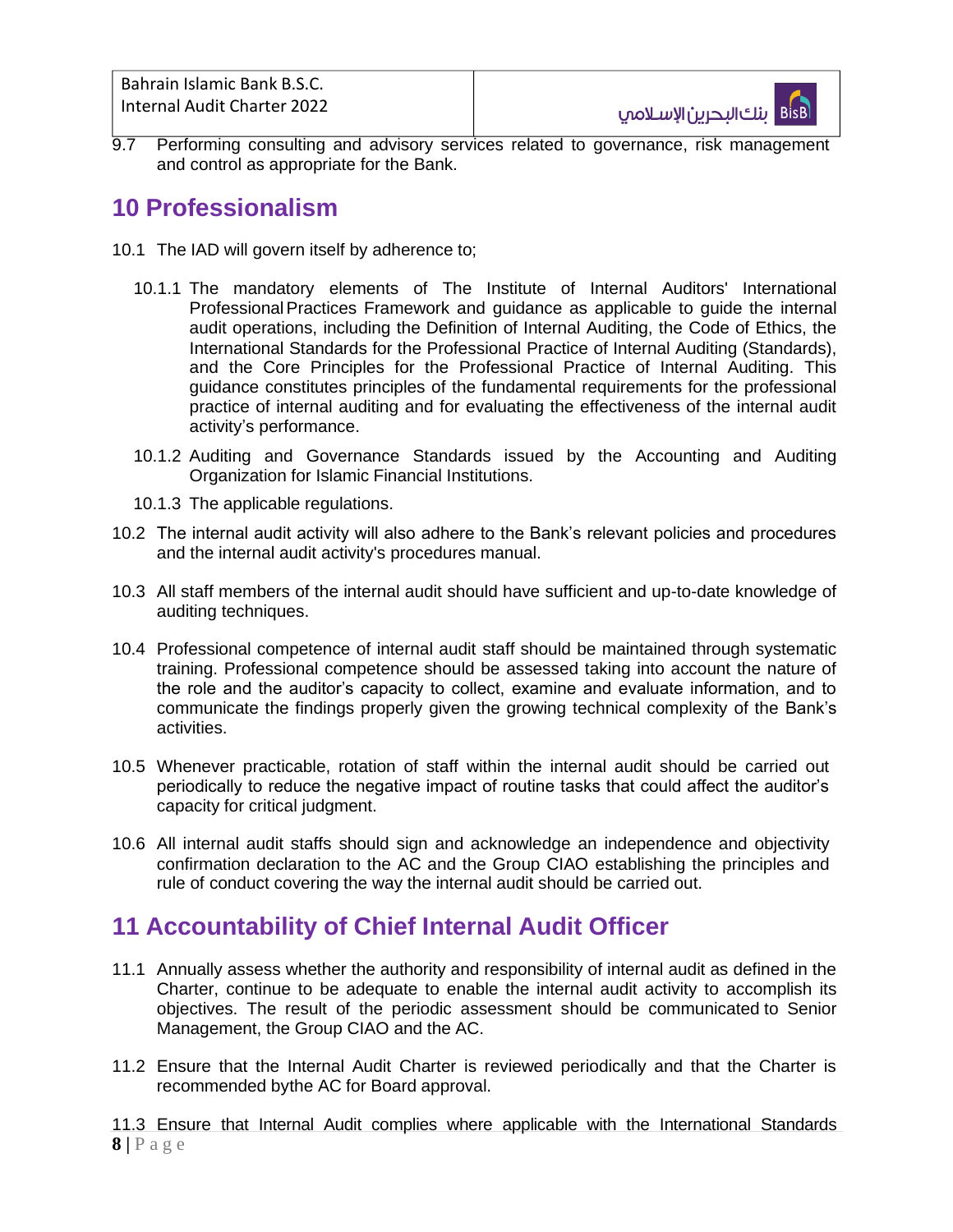9.7 Performing consulting and advisory services related to governance, risk management and control as appropriate for the Bank.

## 10 Professionalism

10.1 The IAD will govern itself by adherence to;

10.1.1 The mandatory elements of The Institute of Internal Auditors' International Professional Practices Framework and guidance as applicable to guide the internal audit operations, including the Definition of Internal Auditing, the Code of Ethics, the International Standards for the Professional Practice of Internal Auditing (Standards), and the Core Principles for the Professional Practice of Internal Auditing. This guidance constitutes principles of the fundamental requirements for the professional practice of internal auditing and for evaluating the effectiveness of the internal audit activity's performance.

10.1.2 Auditing and Governance Standards issued by the Accounting and Auditing Organization for Islamic Financial Institutions.

10.1.3 The applicable regulations.

10.2 The internal audit activity will also adhere to the Bank's relevant policies and procedures and the internal audit activity's procedures manual.

10.3 All staff members of the internal audit should have sufficient and up-to-date knowledge of auditing techniques.

10.4 Professional competence of internal audit staff should be maintained through systematic training. Professional competence should be assessed taking into account the nature of the role and the auditor's capacity to collect, examine and evaluate information, and to communicate the findings properly given the growing technical complexity of the Bank's activities.

10.5 Whenever practicable, rotation of staff within the internal audit should be carried out periodically to reduce the negative impact of routine tasks that could affect the auditor's capacity for critical judgment.

10.6 All internal audit staffs should sign and acknowledge an independence and objectivity confirmation declaration to the AC and the Group CIAO establishing the principles and rule of conduct covering the way the internal audit should be carried out.

## 11 Accountability of Chief Internal Audit Officer

11.1 Annually assess whether the authority and responsibility of internal audit as defined in the Charter, continue to be adequate to enable the internal audit activity to accomplish its objectives. The result of the periodic assessment should be communicated to Senior Management, the Group CIAO and the AC.

11.2 Ensure that the Internal Audit Charter is reviewed periodically and that the Charter is recommended bythe AC for Board approval.

11.3 Ensure that Internal Audit complies where applicable with the International Standards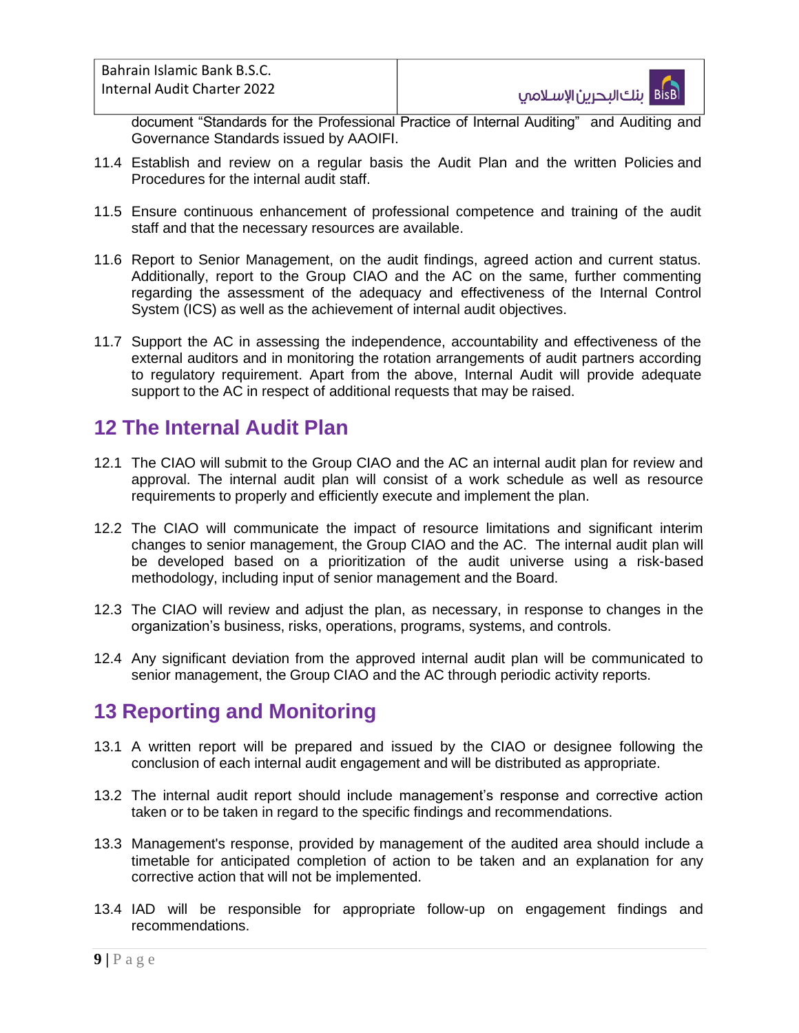document "Standards for the Professional Practice of Internal Auditing" and Auditing and Governance Standards issued by AAOIFI.

11.4 Establish and review on a regular basis the Audit Plan and the written Policies and Procedures for the internal audit staff.

11.5 Ensure continuous enhancement of professional competence and training of the audit staff and that the necessary resources are available.

11.6 Report to Senior Management, on the audit findings, agreed action and current status. Additionally, report to the Group CIAO and the AC on the same, further commenting regarding the assessment of the adequacy and effectiveness of the Internal Control System (ICS) as well as the achievement of internal audit objectives.

11.7 Support the AC in assessing the independence, accountability and effectiveness of the external auditors and in monitoring the rotation arrangements of audit partners according to regulatory requirement. Apart from the above, Internal Audit will provide adequate support to the AC in respect of additional requests that may be raised.

## 12 The Internal Audit Plan

12.1 The CIAO will submit to the Group CIAO and the AC an internal audit plan for review and approval. The internal audit plan will consist of a work schedule as well as resource requirements to properly and efficiently execute and implement the plan.

12.2 The CIAO will communicate the impact of resource limitations and significant interim changes to senior management, the Group CIAO and the AC. The internal audit plan will be developed based on a prioritization of the audit universe using a risk-based methodology, including input of senior management and the Board.

12.3 The CIAO will review and adjust the plan, as necessary, in response to changes in the organization's business, risks, operations, programs, systems, and controls.

12.4 Any significant deviation from the approved internal audit plan will be communicated to senior management, the Group CIAO and the AC through periodic activity reports.

## 13 Reporting and Monitoring

13.1 A written report will be prepared and issued by the CIAO or designee following the conclusion of each internal audit engagement and will be distributed as appropriate.

13.2 The internal audit report should include management's response and corrective action taken or to be taken in regard to the specific findings and recommendations.

13.3 Management's response, provided by management of the audited area should include a timetable for anticipated completion of action to be taken and an explanation for any corrective action that will not be implemented.

13.4 IAD will be responsible for appropriate follow-up on engagement findings and recommendations.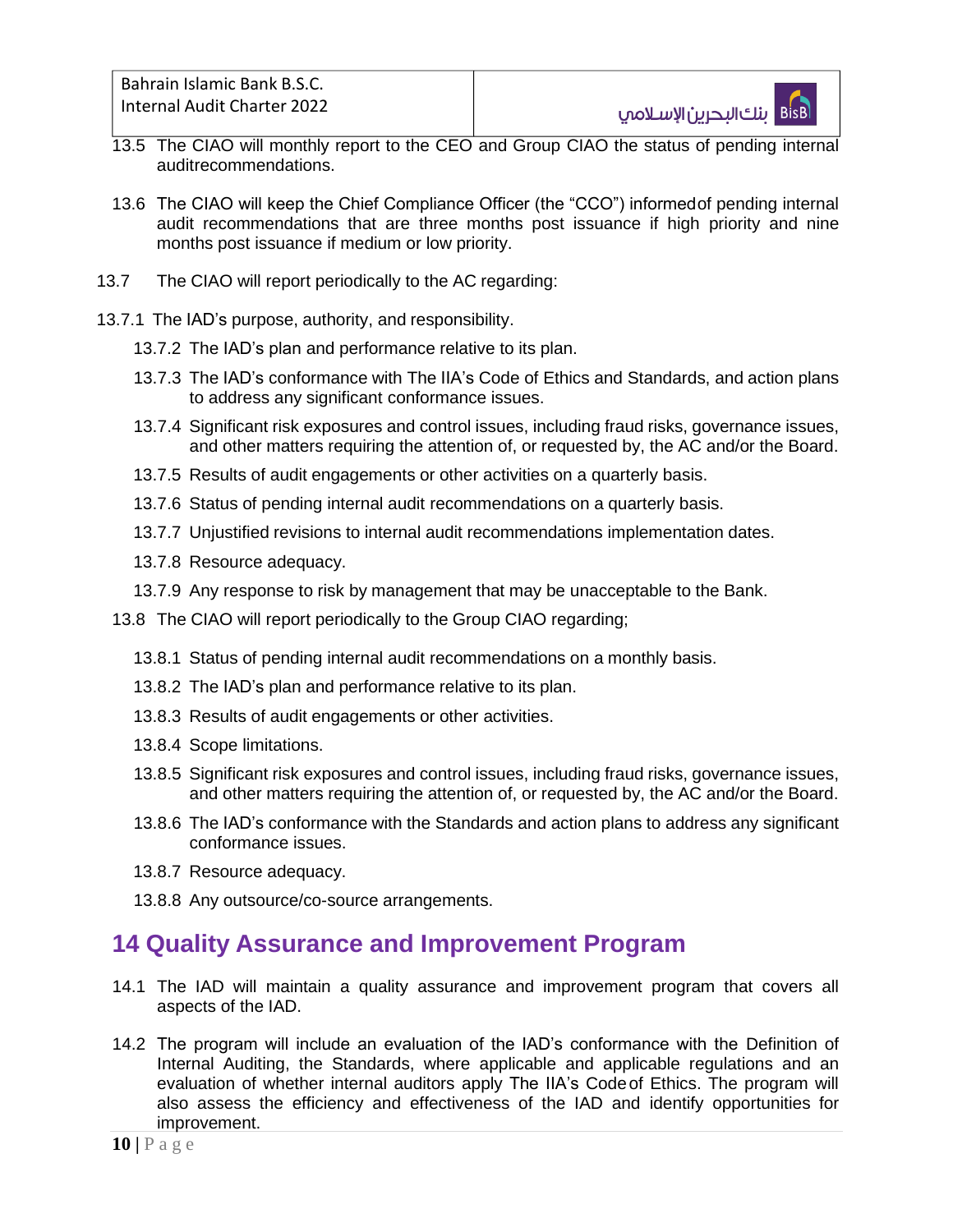13.5 The CIAO will monthly report to the CEO and Group CIAO the status of pending internal auditrecommendations.

13.6 The CIAO will keep the Chief Compliance Officer (the "CCO") informedof pending internal audit recommendations that are three months post issuance if high priority and nine months post issuance if medium or low priority.

13.7 The CIAO will report periodically to the AC regarding:

13.7.1 The IAD's purpose, authority, and responsibility.

13.7.2 The IAD's plan and performance relative to its plan.

13.7.3 The IAD's conformance with The IIA's Code of Ethics and Standards, and action plans to address any significant conformance issues.

13.7.4 Significant risk exposures and control issues, including fraud risks, governance issues, and other matters requiring the attention of, or requested by, the AC and/or the Board.

13.7.5 Results of audit engagements or other activities on a quarterly basis.

13.7.6 Status of pending internal audit recommendations on a quarterly basis.

13.7.7 Unjustified revisions to internal audit recommendations implementation dates.

13.7.8 Resource adequacy.

13.7.9 Any response to risk by management that may be unacceptable to the Bank.

13.8 The CIAO will report periodically to the Group CIAO regarding;

13.8.1 Status of pending internal audit recommendations on a monthly basis.

13.8.2 The IAD's plan and performance relative to its plan.

13.8.3 Results of audit engagements or other activities.

13.8.4 Scope limitations.

13.8.5 Significant risk exposures and control issues, including fraud risks, governance issues, and other matters requiring the attention of, or requested by, the AC and/or the Board.

13.8.6 The IAD's conformance with the Standards and action plans to address any significant conformance issues.

13.8.7 Resource adequacy.

13.8.8 Any outsource/co-source arrangements.

## 14 Quality Assurance and Improvement Program

14.1 The IAD will maintain a quality assurance and improvement program that covers all aspects of the IAD.

14.2 The program will include an evaluation of the IAD's conformance with the Definition of Internal Auditing, the Standards, where applicable and applicable regulations and an evaluation of whether internal auditors apply The IIA's Codeof Ethics. The program will also assess the efficiency and effectiveness of the IAD and identify opportunities for improvement.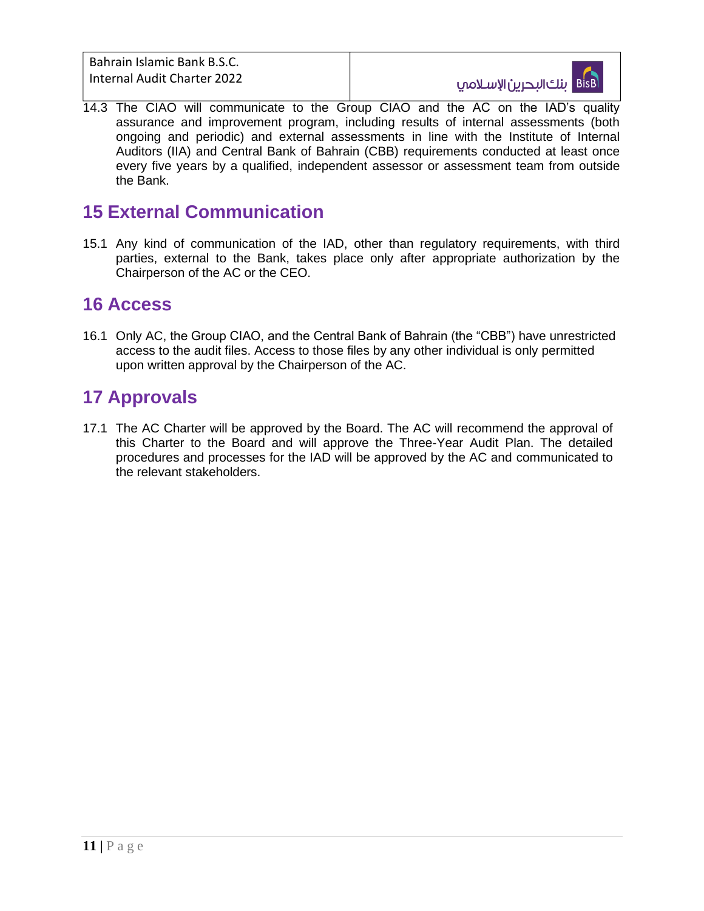14.3 The CIAO will communicate to the Group CIAO and the AC on the IAD's quality assurance and improvement program, including results of internal assessments (both ongoing and periodic) and external assessments in line with the Institute of Internal Auditors (IIA) and Central Bank of Bahrain (CBB) requirements conducted at least once every five years by a qualified, independent assessor or assessment team from outside the Bank.

# 15 External Communication

15.1 Any kind of communication of the IAD, other than regulatory requirements, with third parties, external to the Bank, takes place only after appropriate authorization by the Chairperson of the AC or the CEO.

# 16 Access

16.1 Only AC, the Group CIAO, and the Central Bank of Bahrain (the "CBB") have unrestricted access to the audit files. Access to those files by any other individual is only permitted upon written approval by the Chairperson of the AC.

# 17 Approvals

17.1 The AC Charter will be approved by the Board. The AC will recommend the approval of this Charter to the Board and will approve the Three-Year Audit Plan. The detailed procedures and processes for the IAD will be approved by the AC and communicated to the relevant stakeholders.